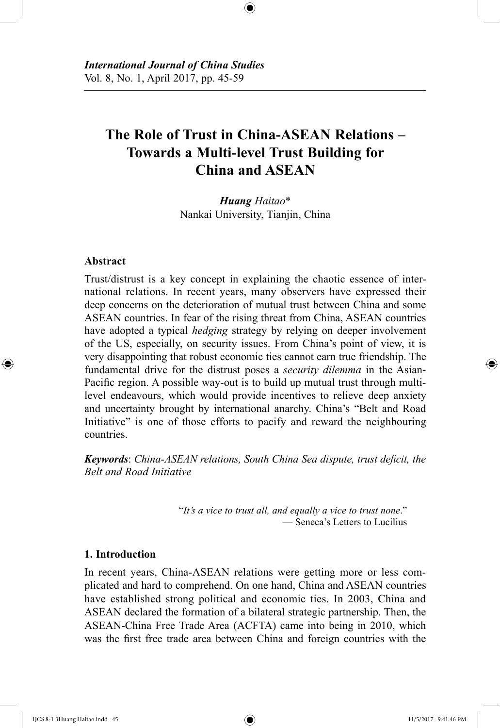*International Journal of China Studies*
Vol. 8, No. 1, April 2017, pp. 45-59

# The Role of Trust in China-ASEAN Relations – Towards a Multi-level Trust Building for China and ASEAN

***Huang** Haitao*\*
Nankai University, Tianjin, China

## Abstract

Trust/distrust is a key concept in explaining the chaotic essence of international relations. In recent years, many observers have expressed their deep concerns on the deterioration of mutual trust between China and some ASEAN countries. In fear of the rising threat from China, ASEAN countries have adopted a typical *hedging* strategy by relying on deeper involvement of the US, especially, on security issues. From China's point of view, it is very disappointing that robust economic ties cannot earn true friendship. The fundamental drive for the distrust poses a *security dilemma* in the Asian-Pacific region. A possible way-out is to build up mutual trust through multi-level endeavours, which would provide incentives to relieve deep anxiety and uncertainty brought by international anarchy. China's "Belt and Road Initiative" is one of those efforts to pacify and reward the neighbouring countries.

***Keywords***: *China-ASEAN relations, South China Sea dispute, trust deficit, the Belt and Road Initiative*

> "*It's a vice to trust all, and equally a vice to trust none*."
> — Seneca's Letters to Lucilius

## 1. Introduction

In recent years, China-ASEAN relations were getting more or less complicated and hard to comprehend. On one hand, China and ASEAN countries have established strong political and economic ties. In 2003, China and ASEAN declared the formation of a bilateral strategic partnership. Then, the ASEAN-China Free Trade Area (ACFTA) came into being in 2010, which was the first free trade area between China and foreign countries with the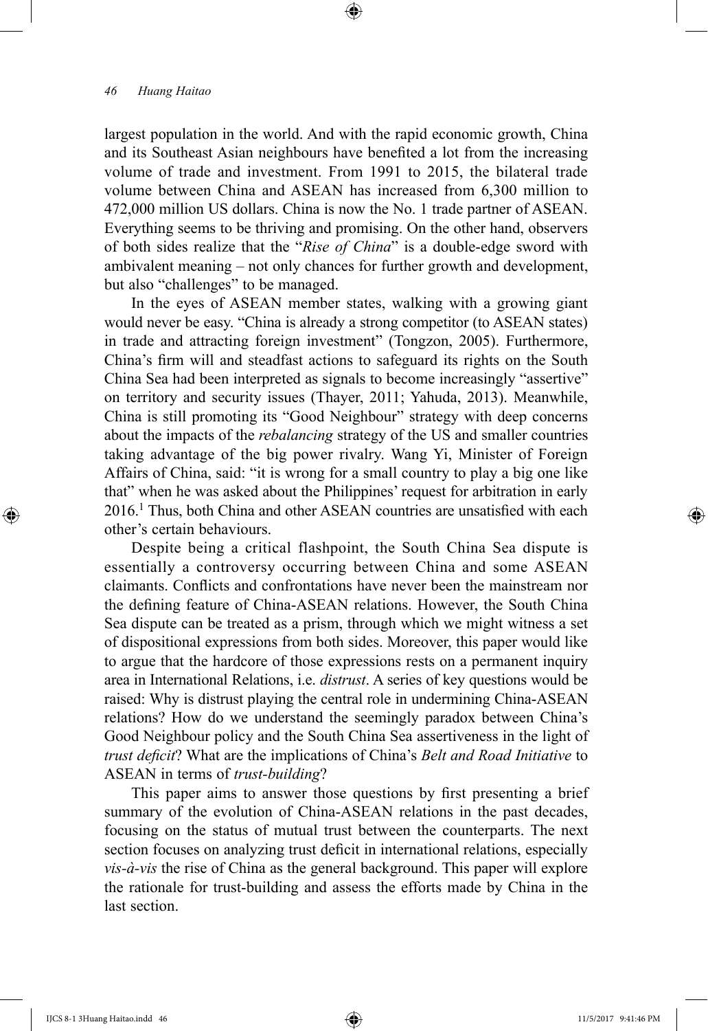largest population in the world. And with the rapid economic growth, China and its Southeast Asian neighbours have benefited a lot from the increasing volume of trade and investment. From 1991 to 2015, the bilateral trade volume between China and ASEAN has increased from 6,300 million to 472,000 million US dollars. China is now the No. 1 trade partner of ASEAN. Everything seems to be thriving and promising. On the other hand, observers of both sides realize that the "*Rise of China*" is a double-edge sword with ambivalent meaning – not only chances for further growth and development, but also "challenges" to be managed.

In the eyes of ASEAN member states, walking with a growing giant would never be easy. "China is already a strong competitor (to ASEAN states) in trade and attracting foreign investment" (Tongzon, 2005). Furthermore, China's firm will and steadfast actions to safeguard its rights on the South China Sea had been interpreted as signals to become increasingly "assertive" on territory and security issues (Thayer, 2011; Yahuda, 2013). Meanwhile, China is still promoting its "Good Neighbour" strategy with deep concerns about the impacts of the *rebalancing* strategy of the US and smaller countries taking advantage of the big power rivalry. Wang Yi, Minister of Foreign Affairs of China, said: "it is wrong for a small country to play a big one like that" when he was asked about the Philippines' request for arbitration in early 2016.[1] Thus, both China and other ASEAN countries are unsatisfied with each other's certain behaviours.

Despite being a critical flashpoint, the South China Sea dispute is essentially a controversy occurring between China and some ASEAN claimants. Conflicts and confrontations have never been the mainstream nor the defining feature of China-ASEAN relations. However, the South China Sea dispute can be treated as a prism, through which we might witness a set of dispositional expressions from both sides. Moreover, this paper would like to argue that the hardcore of those expressions rests on a permanent inquiry area in International Relations, i.e. *distrust*. A series of key questions would be raised: Why is distrust playing the central role in undermining China-ASEAN relations? How do we understand the seemingly paradox between China's Good Neighbour policy and the South China Sea assertiveness in the light of *trust deficit*? What are the implications of China's *Belt and Road Initiative* to ASEAN in terms of *trust-building*?

This paper aims to answer those questions by first presenting a brief summary of the evolution of China-ASEAN relations in the past decades, focusing on the status of mutual trust between the counterparts. The next section focuses on analyzing trust deficit in international relations, especially *vis-à-vis* the rise of China as the general background. This paper will explore the rationale for trust-building and assess the efforts made by China in the last section.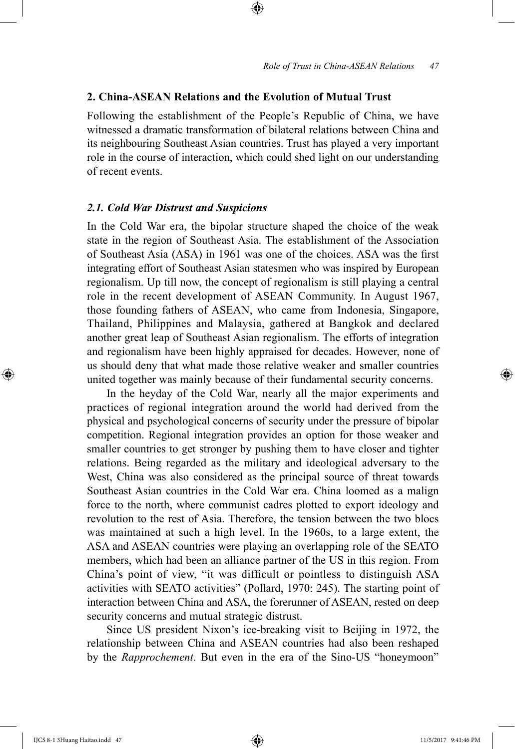## 2. China-ASEAN Relations and the Evolution of Mutual Trust

Following the establishment of the People's Republic of China, we have witnessed a dramatic transformation of bilateral relations between China and its neighbouring Southeast Asian countries. Trust has played a very important role in the course of interaction, which could shed light on our understanding of recent events.

### *2.1. Cold War Distrust and Suspicions*

In the Cold War era, the bipolar structure shaped the choice of the weak state in the region of Southeast Asia. The establishment of the Association of Southeast Asia (ASA) in 1961 was one of the choices. ASA was the first integrating effort of Southeast Asian statesmen who was inspired by European regionalism. Up till now, the concept of regionalism is still playing a central role in the recent development of ASEAN Community. In August 1967, those founding fathers of ASEAN, who came from Indonesia, Singapore, Thailand, Philippines and Malaysia, gathered at Bangkok and declared another great leap of Southeast Asian regionalism. The efforts of integration and regionalism have been highly appraised for decades. However, none of us should deny that what made those relative weaker and smaller countries united together was mainly because of their fundamental security concerns.

In the heyday of the Cold War, nearly all the major experiments and practices of regional integration around the world had derived from the physical and psychological concerns of security under the pressure of bipolar competition. Regional integration provides an option for those weaker and smaller countries to get stronger by pushing them to have closer and tighter relations. Being regarded as the military and ideological adversary to the West, China was also considered as the principal source of threat towards Southeast Asian countries in the Cold War era. China loomed as a malign force to the north, where communist cadres plotted to export ideology and revolution to the rest of Asia. Therefore, the tension between the two blocs was maintained at such a high level. In the 1960s, to a large extent, the ASA and ASEAN countries were playing an overlapping role of the SEATO members, which had been an alliance partner of the US in this region. From China's point of view, "it was difficult or pointless to distinguish ASA activities with SEATO activities" (Pollard, 1970: 245). The starting point of interaction between China and ASA, the forerunner of ASEAN, rested on deep security concerns and mutual strategic distrust.

Since US president Nixon's ice-breaking visit to Beijing in 1972, the relationship between China and ASEAN countries had also been reshaped by the *Rapprochement*. But even in the era of the Sino-US "honeymoon"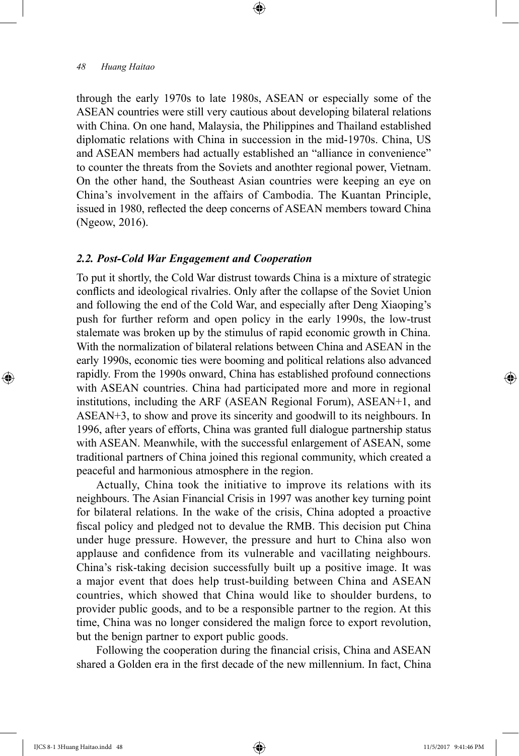through the early 1970s to late 1980s, ASEAN or especially some of the ASEAN countries were still very cautious about developing bilateral relations with China. On one hand, Malaysia, the Philippines and Thailand established diplomatic relations with China in succession in the mid-1970s. China, US and ASEAN members had actually established an "alliance in convenience" to counter the threats from the Soviets and anothter regional power, Vietnam. On the other hand, the Southeast Asian countries were keeping an eye on China's involvement in the affairs of Cambodia. The Kuantan Principle, issued in 1980, reflected the deep concerns of ASEAN members toward China (Ngeow, 2016).

### *2.2. Post-Cold War Engagement and Cooperation*

To put it shortly, the Cold War distrust towards China is a mixture of strategic conflicts and ideological rivalries. Only after the collapse of the Soviet Union and following the end of the Cold War, and especially after Deng Xiaoping's push for further reform and open policy in the early 1990s, the low-trust stalemate was broken up by the stimulus of rapid economic growth in China. With the normalization of bilateral relations between China and ASEAN in the early 1990s, economic ties were booming and political relations also advanced rapidly. From the 1990s onward, China has established profound connections with ASEAN countries. China had participated more and more in regional institutions, including the ARF (ASEAN Regional Forum), ASEAN+1, and ASEAN+3, to show and prove its sincerity and goodwill to its neighbours. In 1996, after years of efforts, China was granted full dialogue partnership status with ASEAN. Meanwhile, with the successful enlargement of ASEAN, some traditional partners of China joined this regional community, which created a peaceful and harmonious atmosphere in the region.

Actually, China took the initiative to improve its relations with its neighbours. The Asian Financial Crisis in 1997 was another key turning point for bilateral relations. In the wake of the crisis, China adopted a proactive fiscal policy and pledged not to devalue the RMB. This decision put China under huge pressure. However, the pressure and hurt to China also won applause and confidence from its vulnerable and vacillating neighbours. China's risk-taking decision successfully built up a positive image. It was a major event that does help trust-building between China and ASEAN countries, which showed that China would like to shoulder burdens, to provider public goods, and to be a responsible partner to the region. At this time, China was no longer considered the malign force to export revolution, but the benign partner to export public goods.

Following the cooperation during the financial crisis, China and ASEAN shared a Golden era in the first decade of the new millennium. In fact, China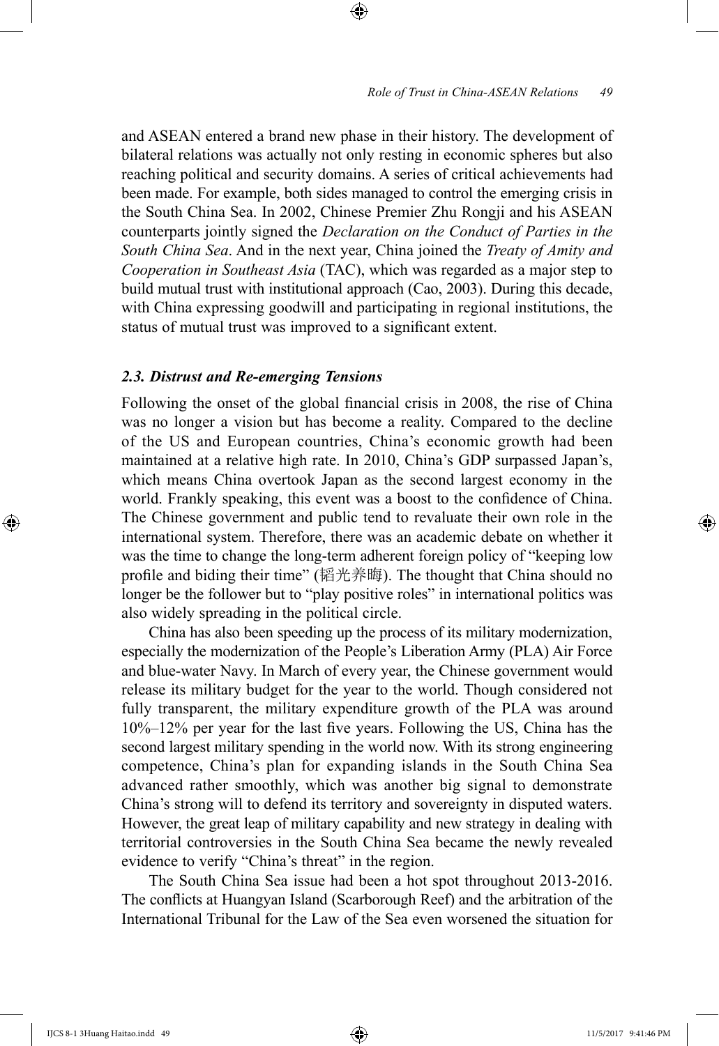and ASEAN entered a brand new phase in their history. The development of bilateral relations was actually not only resting in economic spheres but also reaching political and security domains. A series of critical achievements had been made. For example, both sides managed to control the emerging crisis in the South China Sea. In 2002, Chinese Premier Zhu Rongji and his ASEAN counterparts jointly signed the *Declaration on the Conduct of Parties in the South China Sea*. And in the next year, China joined the *Treaty of Amity and Cooperation in Southeast Asia* (TAC), which was regarded as a major step to build mutual trust with institutional approach (Cao, 2003). During this decade, with China expressing goodwill and participating in regional institutions, the status of mutual trust was improved to a significant extent.

### *2.3. Distrust and Re-emerging Tensions*

Following the onset of the global financial crisis in 2008, the rise of China was no longer a vision but has become a reality. Compared to the decline of the US and European countries, China's economic growth had been maintained at a relative high rate. In 2010, China's GDP surpassed Japan's, which means China overtook Japan as the second largest economy in the world. Frankly speaking, this event was a boost to the confidence of China. The Chinese government and public tend to revaluate their own role in the international system. Therefore, there was an academic debate on whether it was the time to change the long-term adherent foreign policy of "keeping low profile and biding their time" (韬光养晦). The thought that China should no longer be the follower but to "play positive roles" in international politics was also widely spreading in the political circle.

China has also been speeding up the process of its military modernization, especially the modernization of the People's Liberation Army (PLA) Air Force and blue-water Navy. In March of every year, the Chinese government would release its military budget for the year to the world. Though considered not fully transparent, the military expenditure growth of the PLA was around 10%–12% per year for the last five years. Following the US, China has the second largest military spending in the world now. With its strong engineering competence, China's plan for expanding islands in the South China Sea advanced rather smoothly, which was another big signal to demonstrate China's strong will to defend its territory and sovereignty in disputed waters. However, the great leap of military capability and new strategy in dealing with territorial controversies in the South China Sea became the newly revealed evidence to verify "China's threat" in the region.

The South China Sea issue had been a hot spot throughout 2013-2016. The conflicts at Huangyan Island (Scarborough Reef) and the arbitration of the International Tribunal for the Law of the Sea even worsened the situation for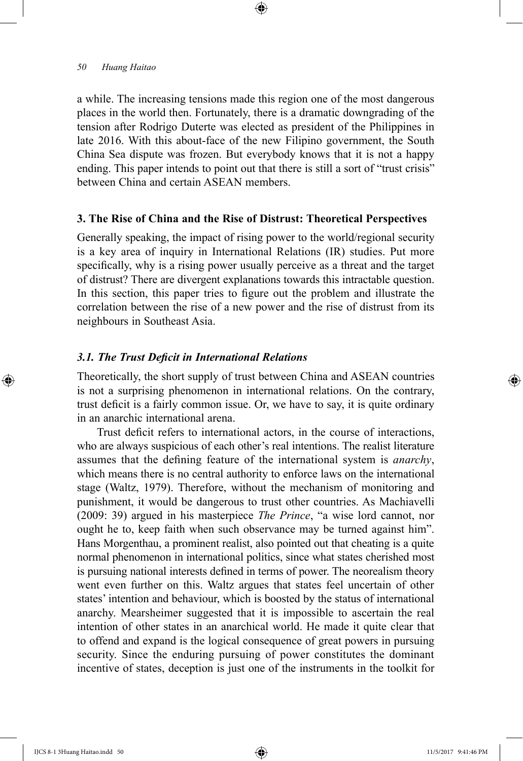a while. The increasing tensions made this region one of the most dangerous places in the world then. Fortunately, there is a dramatic downgrading of the tension after Rodrigo Duterte was elected as president of the Philippines in late 2016. With this about-face of the new Filipino government, the South China Sea dispute was frozen. But everybody knows that it is not a happy ending. This paper intends to point out that there is still a sort of "trust crisis" between China and certain ASEAN members.

## 3. The Rise of China and the Rise of Distrust: Theoretical Perspectives

Generally speaking, the impact of rising power to the world/regional security is a key area of inquiry in International Relations (IR) studies. Put more specifically, why is a rising power usually perceive as a threat and the target of distrust? There are divergent explanations towards this intractable question. In this section, this paper tries to figure out the problem and illustrate the correlation between the rise of a new power and the rise of distrust from its neighbours in Southeast Asia.

### *3.1. The Trust Deficit in International Relations*

Theoretically, the short supply of trust between China and ASEAN countries is not a surprising phenomenon in international relations. On the contrary, trust deficit is a fairly common issue. Or, we have to say, it is quite ordinary in an anarchic international arena.

Trust deficit refers to international actors, in the course of interactions, who are always suspicious of each other's real intentions. The realist literature assumes that the defining feature of the international system is *anarchy*, which means there is no central authority to enforce laws on the international stage (Waltz, 1979). Therefore, without the mechanism of monitoring and punishment, it would be dangerous to trust other countries. As Machiavelli (2009: 39) argued in his masterpiece *The Prince*, "a wise lord cannot, nor ought he to, keep faith when such observance may be turned against him". Hans Morgenthau, a prominent realist, also pointed out that cheating is a quite normal phenomenon in international politics, since what states cherished most is pursuing national interests defined in terms of power. The neorealism theory went even further on this. Waltz argues that states feel uncertain of other states' intention and behaviour, which is boosted by the status of international anarchy. Mearsheimer suggested that it is impossible to ascertain the real intention of other states in an anarchical world. He made it quite clear that to offend and expand is the logical consequence of great powers in pursuing security. Since the enduring pursuing of power constitutes the dominant incentive of states, deception is just one of the instruments in the toolkit for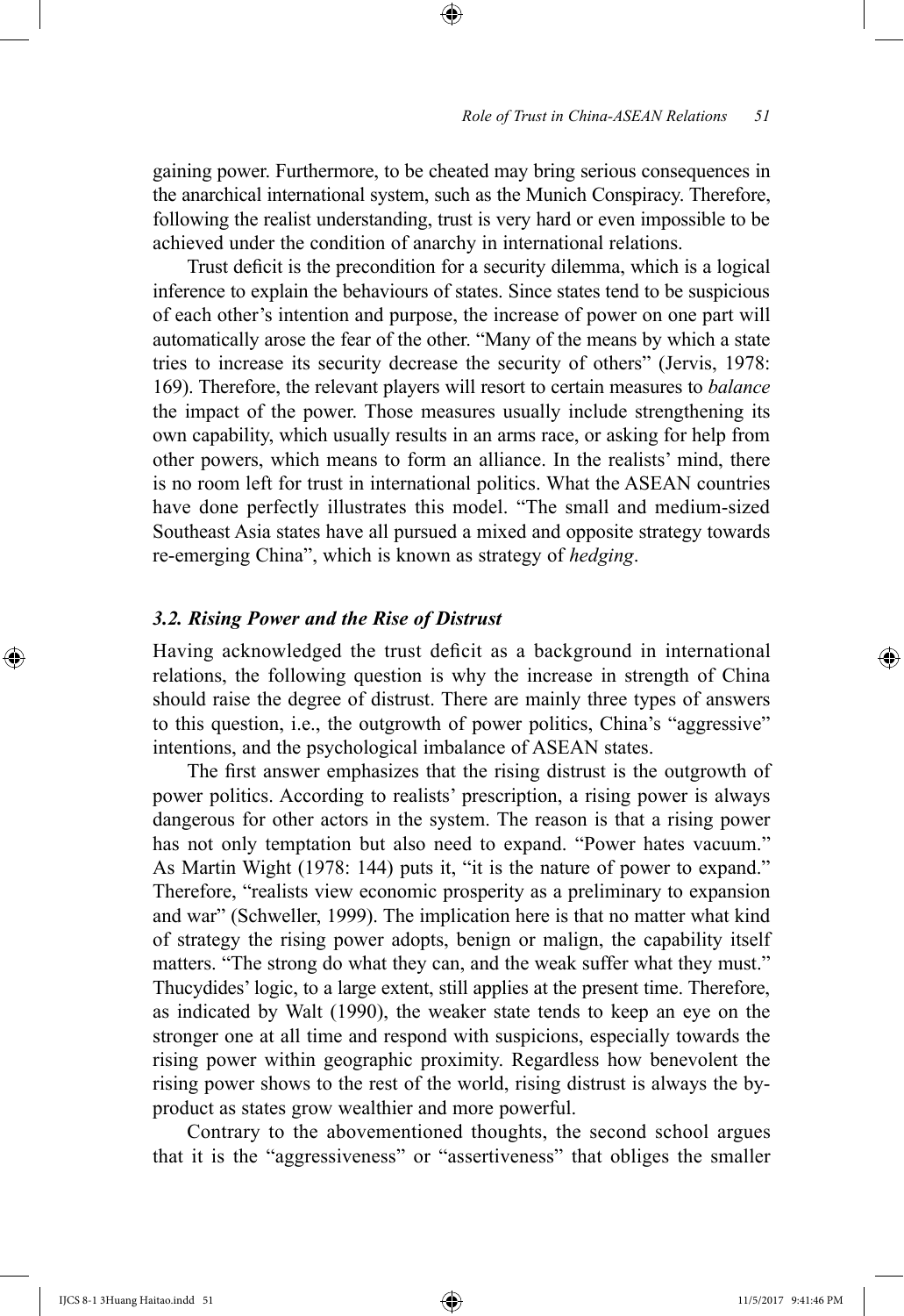gaining power. Furthermore, to be cheated may bring serious consequences in the anarchical international system, such as the Munich Conspiracy. Therefore, following the realist understanding, trust is very hard or even impossible to be achieved under the condition of anarchy in international relations.

Trust deficit is the precondition for a security dilemma, which is a logical inference to explain the behaviours of states. Since states tend to be suspicious of each other's intention and purpose, the increase of power on one part will automatically arose the fear of the other. "Many of the means by which a state tries to increase its security decrease the security of others" (Jervis, 1978: 169). Therefore, the relevant players will resort to certain measures to *balance* the impact of the power. Those measures usually include strengthening its own capability, which usually results in an arms race, or asking for help from other powers, which means to form an alliance. In the realists' mind, there is no room left for trust in international politics. What the ASEAN countries have done perfectly illustrates this model. "The small and medium-sized Southeast Asia states have all pursued a mixed and opposite strategy towards re-emerging China", which is known as strategy of *hedging*.

### *3.2. Rising Power and the Rise of Distrust*

Having acknowledged the trust deficit as a background in international relations, the following question is why the increase in strength of China should raise the degree of distrust. There are mainly three types of answers to this question, i.e., the outgrowth of power politics, China's "aggressive" intentions, and the psychological imbalance of ASEAN states.

The first answer emphasizes that the rising distrust is the outgrowth of power politics. According to realists' prescription, a rising power is always dangerous for other actors in the system. The reason is that a rising power has not only temptation but also need to expand. "Power hates vacuum." As Martin Wight (1978: 144) puts it, "it is the nature of power to expand." Therefore, "realists view economic prosperity as a preliminary to expansion and war" (Schweller, 1999). The implication here is that no matter what kind of strategy the rising power adopts, benign or malign, the capability itself matters. "The strong do what they can, and the weak suffer what they must." Thucydides' logic, to a large extent, still applies at the present time. Therefore, as indicated by Walt (1990), the weaker state tends to keep an eye on the stronger one at all time and respond with suspicions, especially towards the rising power within geographic proximity. Regardless how benevolent the rising power shows to the rest of the world, rising distrust is always the by-product as states grow wealthier and more powerful.

Contrary to the abovementioned thoughts, the second school argues that it is the "aggressiveness" or "assertiveness" that obliges the smaller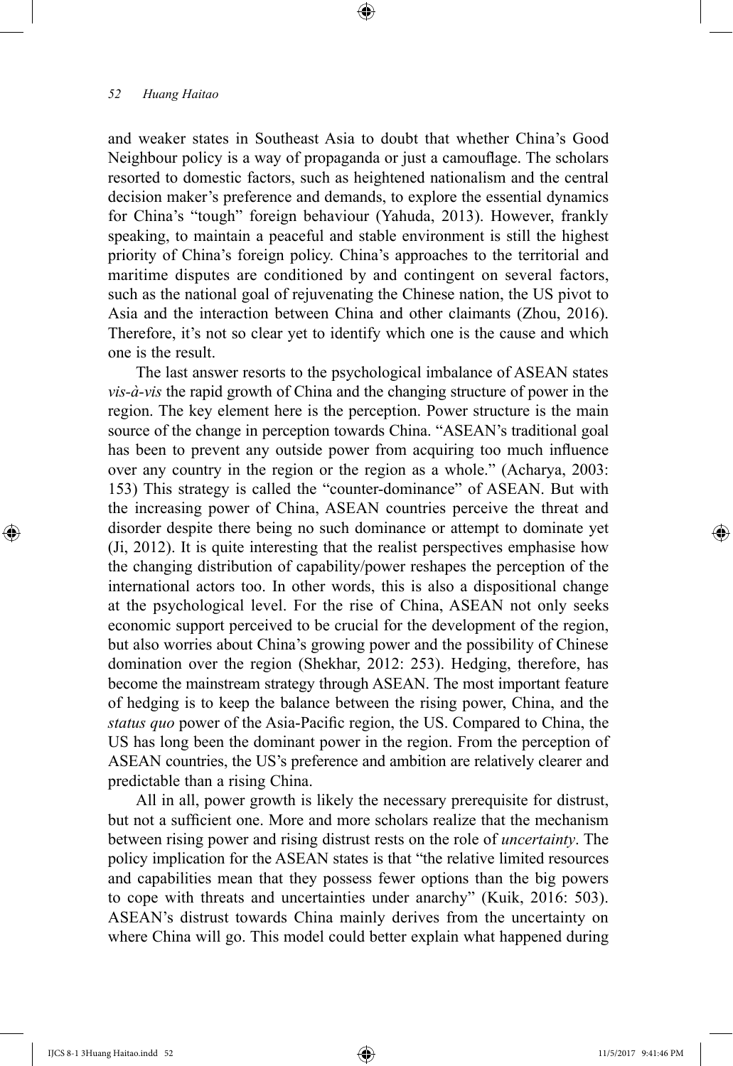and weaker states in Southeast Asia to doubt that whether China's Good Neighbour policy is a way of propaganda or just a camouflage. The scholars resorted to domestic factors, such as heightened nationalism and the central decision maker's preference and demands, to explore the essential dynamics for China's "tough" foreign behaviour (Yahuda, 2013). However, frankly speaking, to maintain a peaceful and stable environment is still the highest priority of China's foreign policy. China's approaches to the territorial and maritime disputes are conditioned by and contingent on several factors, such as the national goal of rejuvenating the Chinese nation, the US pivot to Asia and the interaction between China and other claimants (Zhou, 2016). Therefore, it's not so clear yet to identify which one is the cause and which one is the result.

The last answer resorts to the psychological imbalance of ASEAN states *vis-à-vis* the rapid growth of China and the changing structure of power in the region. The key element here is the perception. Power structure is the main source of the change in perception towards China. "ASEAN's traditional goal has been to prevent any outside power from acquiring too much influence over any country in the region or the region as a whole." (Acharya, 2003: 153) This strategy is called the "counter-dominance" of ASEAN. But with the increasing power of China, ASEAN countries perceive the threat and disorder despite there being no such dominance or attempt to dominate yet (Ji, 2012). It is quite interesting that the realist perspectives emphasise how the changing distribution of capability/power reshapes the perception of the international actors too. In other words, this is also a dispositional change at the psychological level. For the rise of China, ASEAN not only seeks economic support perceived to be crucial for the development of the region, but also worries about China's growing power and the possibility of Chinese domination over the region (Shekhar, 2012: 253). Hedging, therefore, has become the mainstream strategy through ASEAN. The most important feature of hedging is to keep the balance between the rising power, China, and the *status quo* power of the Asia-Pacific region, the US. Compared to China, the US has long been the dominant power in the region. From the perception of ASEAN countries, the US's preference and ambition are relatively clearer and predictable than a rising China.

All in all, power growth is likely the necessary prerequisite for distrust, but not a sufficient one. More and more scholars realize that the mechanism between rising power and rising distrust rests on the role of *uncertainty*. The policy implication for the ASEAN states is that "the relative limited resources and capabilities mean that they possess fewer options than the big powers to cope with threats and uncertainties under anarchy" (Kuik, 2016: 503). ASEAN's distrust towards China mainly derives from the uncertainty on where China will go. This model could better explain what happened during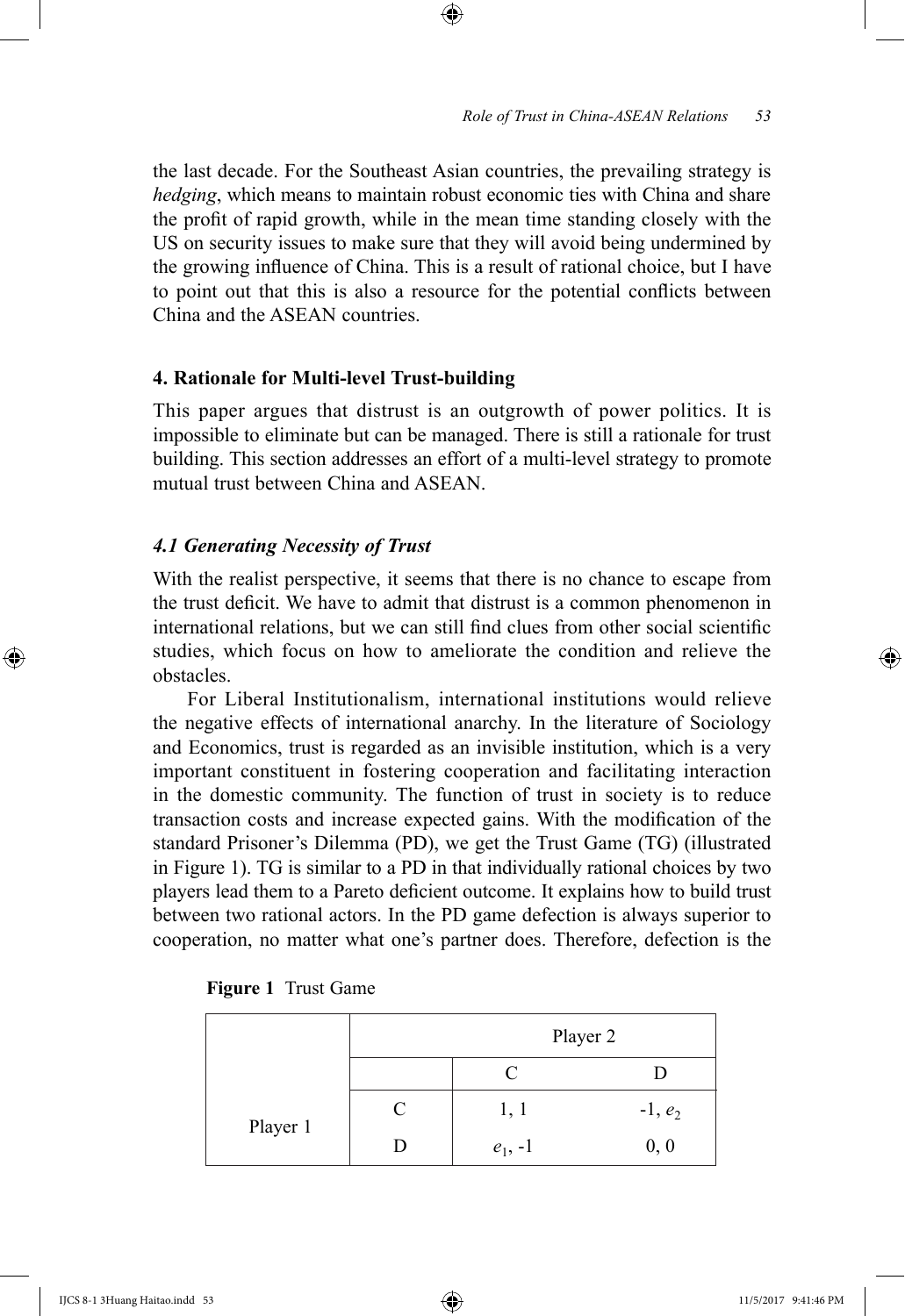the last decade. For the Southeast Asian countries, the prevailing strategy is *hedging*, which means to maintain robust economic ties with China and share the profit of rapid growth, while in the mean time standing closely with the US on security issues to make sure that they will avoid being undermined by the growing influence of China. This is a result of rational choice, but I have to point out that this is also a resource for the potential conflicts between China and the ASEAN countries.

## 4. Rationale for Multi-level Trust-building

This paper argues that distrust is an outgrowth of power politics. It is impossible to eliminate but can be managed. There is still a rationale for trust building. This section addresses an effort of a multi-level strategy to promote mutual trust between China and ASEAN.

### *4.1 Generating Necessity of Trust*

With the realist perspective, it seems that there is no chance to escape from the trust deficit. We have to admit that distrust is a common phenomenon in international relations, but we can still find clues from other social scientific studies, which focus on how to ameliorate the condition and relieve the obstacles.

For Liberal Institutionalism, international institutions would relieve the negative effects of international anarchy. In the literature of Sociology and Economics, trust is regarded as an invisible institution, which is a very important constituent in fostering cooperation and facilitating interaction in the domestic community. The function of trust in society is to reduce transaction costs and increase expected gains. With the modification of the standard Prisoner's Dilemma (PD), we get the Trust Game (TG) (illustrated in Figure 1). TG is similar to a PD in that individually rational choices by two players lead them to a Pareto deficient outcome. It explains how to build trust between two rational actors. In the PD game defection is always superior to cooperation, no matter what one's partner does. Therefore, defection is the

**Figure 1** Trust Game

| | | Player 2 | |
|---|---|---|---|
| | | C | D |
| Player 1 | C | 1, 1 | -1, $e_2$ |
| | D | $e_1$, -1 | 0, 0 |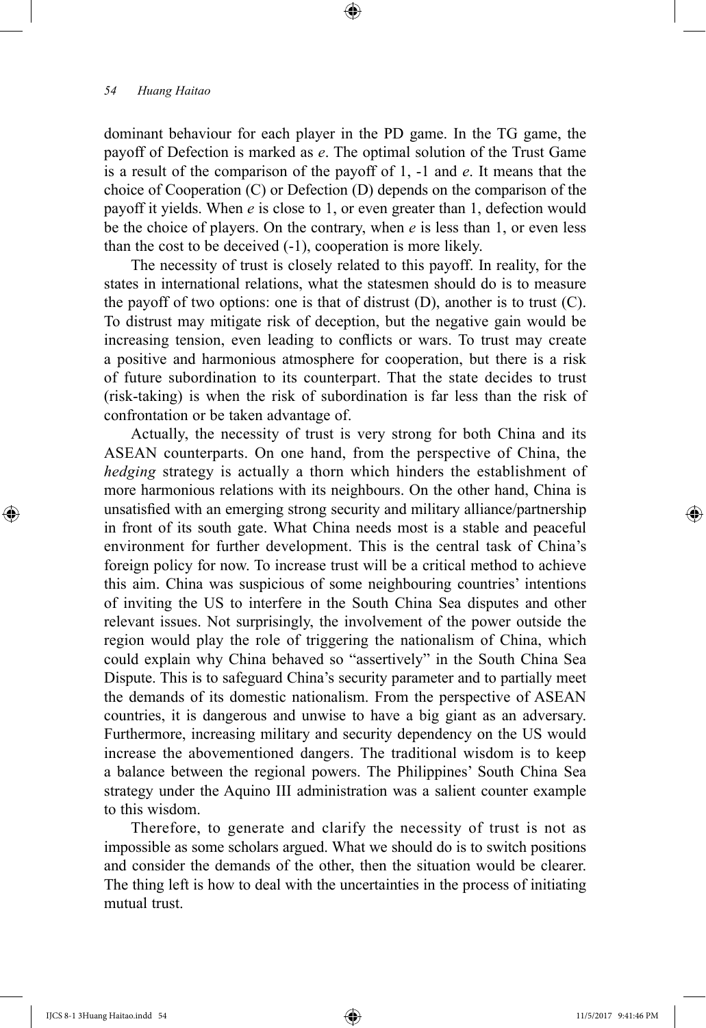dominant behaviour for each player in the PD game. In the TG game, the payoff of Defection is marked as $e$. The optimal solution of the Trust Game is a result of the comparison of the payoff of 1, -1 and $e$. It means that the choice of Cooperation (C) or Defection (D) depends on the comparison of the payoff it yields. When $e$ is close to 1, or even greater than 1, defection would be the choice of players. On the contrary, when $e$ is less than 1, or even less than the cost to be deceived (-1), cooperation is more likely.

The necessity of trust is closely related to this payoff. In reality, for the states in international relations, what the statesmen should do is to measure the payoff of two options: one is that of distrust (D), another is to trust (C). To distrust may mitigate risk of deception, but the negative gain would be increasing tension, even leading to conflicts or wars. To trust may create a positive and harmonious atmosphere for cooperation, but there is a risk of future subordination to its counterpart. That the state decides to trust (risk-taking) is when the risk of subordination is far less than the risk of confrontation or be taken advantage of.

Actually, the necessity of trust is very strong for both China and its ASEAN counterparts. On one hand, from the perspective of China, the *hedging* strategy is actually a thorn which hinders the establishment of more harmonious relations with its neighbours. On the other hand, China is unsatisfied with an emerging strong security and military alliance/partnership in front of its south gate. What China needs most is a stable and peaceful environment for further development. This is the central task of China's foreign policy for now. To increase trust will be a critical method to achieve this aim. China was suspicious of some neighbouring countries' intentions of inviting the US to interfere in the South China Sea disputes and other relevant issues. Not surprisingly, the involvement of the power outside the region would play the role of triggering the nationalism of China, which could explain why China behaved so "assertively" in the South China Sea Dispute. This is to safeguard China's security parameter and to partially meet the demands of its domestic nationalism. From the perspective of ASEAN countries, it is dangerous and unwise to have a big giant as an adversary. Furthermore, increasing military and security dependency on the US would increase the abovementioned dangers. The traditional wisdom is to keep a balance between the regional powers. The Philippines' South China Sea strategy under the Aquino III administration was a salient counter example to this wisdom.

Therefore, to generate and clarify the necessity of trust is not as impossible as some scholars argued. What we should do is to switch positions and consider the demands of the other, then the situation would be clearer. The thing left is how to deal with the uncertainties in the process of initiating mutual trust.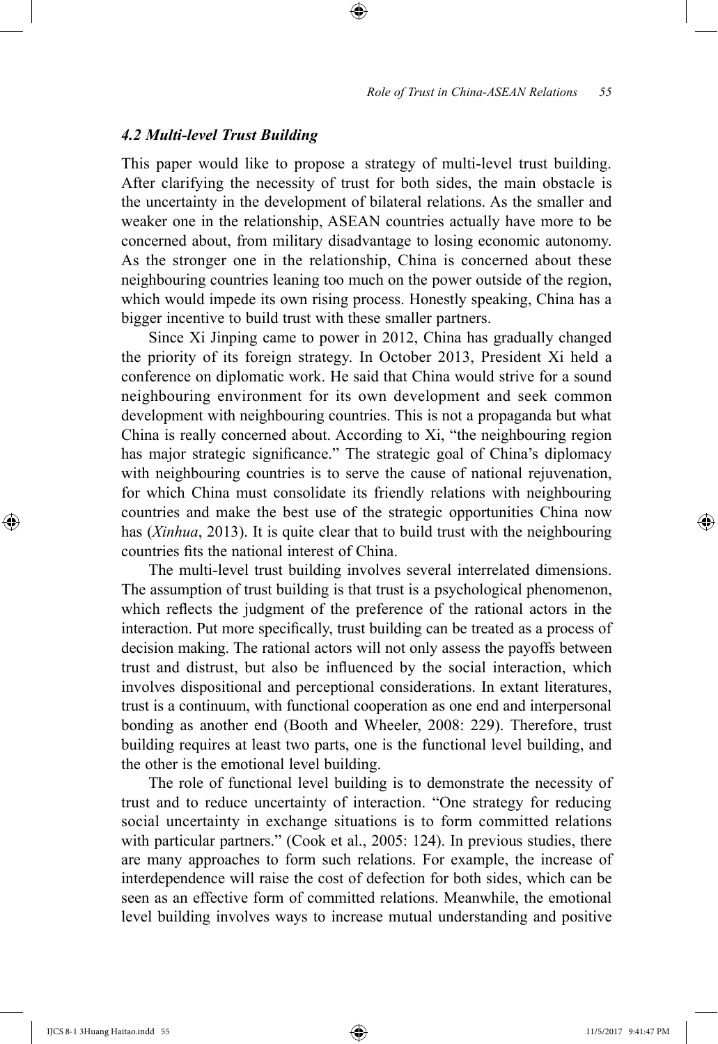### *4.2 Multi-level Trust Building*

This paper would like to propose a strategy of multi-level trust building. After clarifying the necessity of trust for both sides, the main obstacle is the uncertainty in the development of bilateral relations. As the smaller and weaker one in the relationship, ASEAN countries actually have more to be concerned about, from military disadvantage to losing economic autonomy. As the stronger one in the relationship, China is concerned about these neighbouring countries leaning too much on the power outside of the region, which would impede its own rising process. Honestly speaking, China has a bigger incentive to build trust with these smaller partners.

Since Xi Jinping came to power in 2012, China has gradually changed the priority of its foreign strategy. In October 2013, President Xi held a conference on diplomatic work. He said that China would strive for a sound neighbouring environment for its own development and seek common development with neighbouring countries. This is not a propaganda but what China is really concerned about. According to Xi, "the neighbouring region has major strategic significance." The strategic goal of China's diplomacy with neighbouring countries is to serve the cause of national rejuvenation, for which China must consolidate its friendly relations with neighbouring countries and make the best use of the strategic opportunities China now has (*Xinhua*, 2013). It is quite clear that to build trust with the neighbouring countries fits the national interest of China.

The multi-level trust building involves several interrelated dimensions. The assumption of trust building is that trust is a psychological phenomenon, which reflects the judgment of the preference of the rational actors in the interaction. Put more specifically, trust building can be treated as a process of decision making. The rational actors will not only assess the payoffs between trust and distrust, but also be influenced by the social interaction, which involves dispositional and perceptional considerations. In extant literatures, trust is a continuum, with functional cooperation as one end and interpersonal bonding as another end (Booth and Wheeler, 2008: 229). Therefore, trust building requires at least two parts, one is the functional level building, and the other is the emotional level building.

The role of functional level building is to demonstrate the necessity of trust and to reduce uncertainty of interaction. "One strategy for reducing social uncertainty in exchange situations is to form committed relations with particular partners." (Cook et al., 2005: 124). In previous studies, there are many approaches to form such relations. For example, the increase of interdependence will raise the cost of defection for both sides, which can be seen as an effective form of committed relations. Meanwhile, the emotional level building involves ways to increase mutual understanding and positive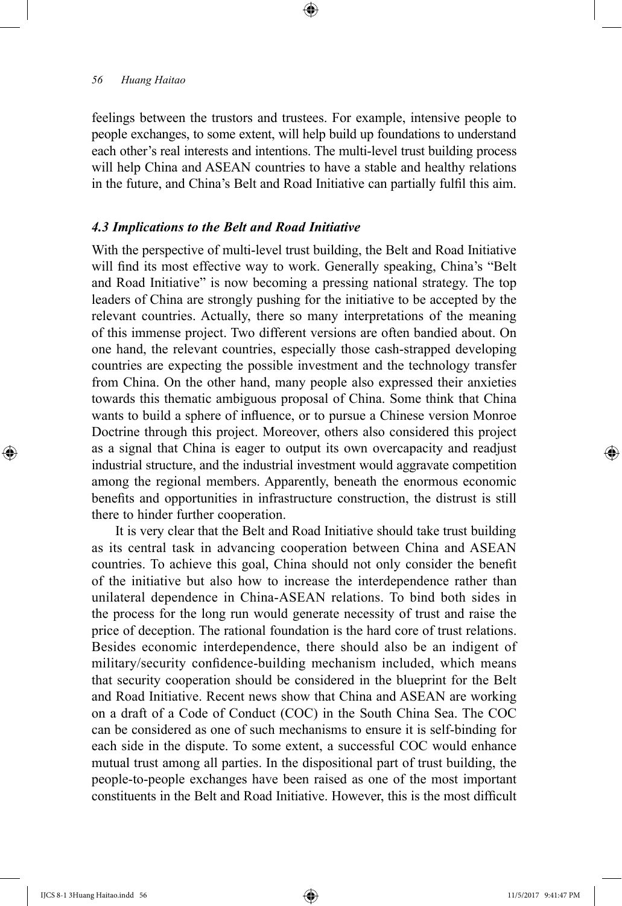feelings between the trustors and trustees. For example, intensive people to people exchanges, to some extent, will help build up foundations to understand each other's real interests and intentions. The multi-level trust building process will help China and ASEAN countries to have a stable and healthy relations in the future, and China's Belt and Road Initiative can partially fulfil this aim.

### *4.3 Implications to the Belt and Road Initiative*

With the perspective of multi-level trust building, the Belt and Road Initiative will find its most effective way to work. Generally speaking, China's "Belt and Road Initiative" is now becoming a pressing national strategy. The top leaders of China are strongly pushing for the initiative to be accepted by the relevant countries. Actually, there so many interpretations of the meaning of this immense project. Two different versions are often bandied about. On one hand, the relevant countries, especially those cash-strapped developing countries are expecting the possible investment and the technology transfer from China. On the other hand, many people also expressed their anxieties towards this thematic ambiguous proposal of China. Some think that China wants to build a sphere of influence, or to pursue a Chinese version Monroe Doctrine through this project. Moreover, others also considered this project as a signal that China is eager to output its own overcapacity and readjust industrial structure, and the industrial investment would aggravate competition among the regional members. Apparently, beneath the enormous economic benefits and opportunities in infrastructure construction, the distrust is still there to hinder further cooperation.

It is very clear that the Belt and Road Initiative should take trust building as its central task in advancing cooperation between China and ASEAN countries. To achieve this goal, China should not only consider the benefit of the initiative but also how to increase the interdependence rather than unilateral dependence in China-ASEAN relations. To bind both sides in the process for the long run would generate necessity of trust and raise the price of deception. The rational foundation is the hard core of trust relations. Besides economic interdependence, there should also be an indigent of military/security confidence-building mechanism included, which means that security cooperation should be considered in the blueprint for the Belt and Road Initiative. Recent news show that China and ASEAN are working on a draft of a Code of Conduct (COC) in the South China Sea. The COC can be considered as one of such mechanisms to ensure it is self-binding for each side in the dispute. To some extent, a successful COC would enhance mutual trust among all parties. In the dispositional part of trust building, the people-to-people exchanges have been raised as one of the most important constituents in the Belt and Road Initiative. However, this is the most difficult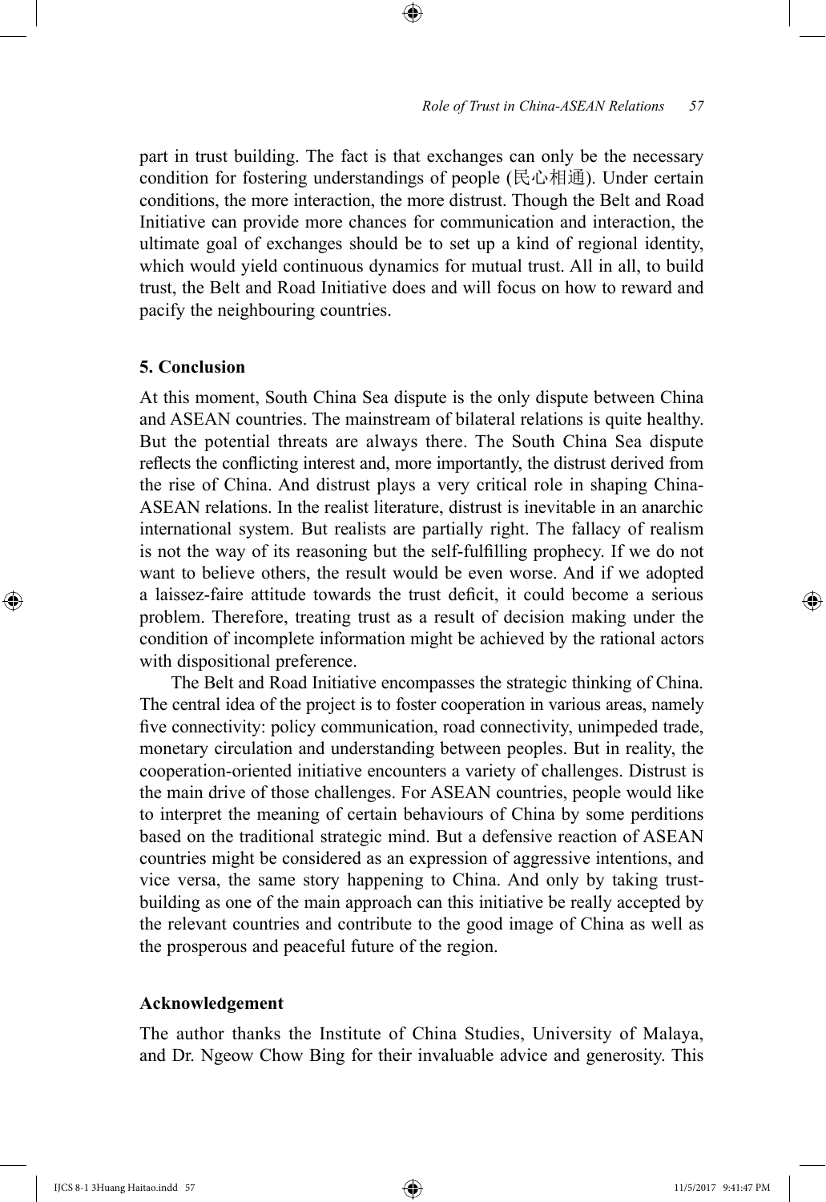part in trust building. The fact is that exchanges can only be the necessary condition for fostering understandings of people (民心相通). Under certain conditions, the more interaction, the more distrust. Though the Belt and Road Initiative can provide more chances for communication and interaction, the ultimate goal of exchanges should be to set up a kind of regional identity, which would yield continuous dynamics for mutual trust. All in all, to build trust, the Belt and Road Initiative does and will focus on how to reward and pacify the neighbouring countries.

## 5. Conclusion

At this moment, South China Sea dispute is the only dispute between China and ASEAN countries. The mainstream of bilateral relations is quite healthy. But the potential threats are always there. The South China Sea dispute reflects the conflicting interest and, more importantly, the distrust derived from the rise of China. And distrust plays a very critical role in shaping China-ASEAN relations. In the realist literature, distrust is inevitable in an anarchic international system. But realists are partially right. The fallacy of realism is not the way of its reasoning but the self-fulfilling prophecy. If we do not want to believe others, the result would be even worse. And if we adopted a laissez-faire attitude towards the trust deficit, it could become a serious problem. Therefore, treating trust as a result of decision making under the condition of incomplete information might be achieved by the rational actors with dispositional preference.

The Belt and Road Initiative encompasses the strategic thinking of China. The central idea of the project is to foster cooperation in various areas, namely five connectivity: policy communication, road connectivity, unimpeded trade, monetary circulation and understanding between peoples. But in reality, the cooperation-oriented initiative encounters a variety of challenges. Distrust is the main drive of those challenges. For ASEAN countries, people would like to interpret the meaning of certain behaviours of China by some perditions based on the traditional strategic mind. But a defensive reaction of ASEAN countries might be considered as an expression of aggressive intentions, and vice versa, the same story happening to China. And only by taking trust-building as one of the main approach can this initiative be really accepted by the relevant countries and contribute to the good image of China as well as the prosperous and peaceful future of the region.

## Acknowledgement

The author thanks the Institute of China Studies, University of Malaya, and Dr. Ngeow Chow Bing for their invaluable advice and generosity. This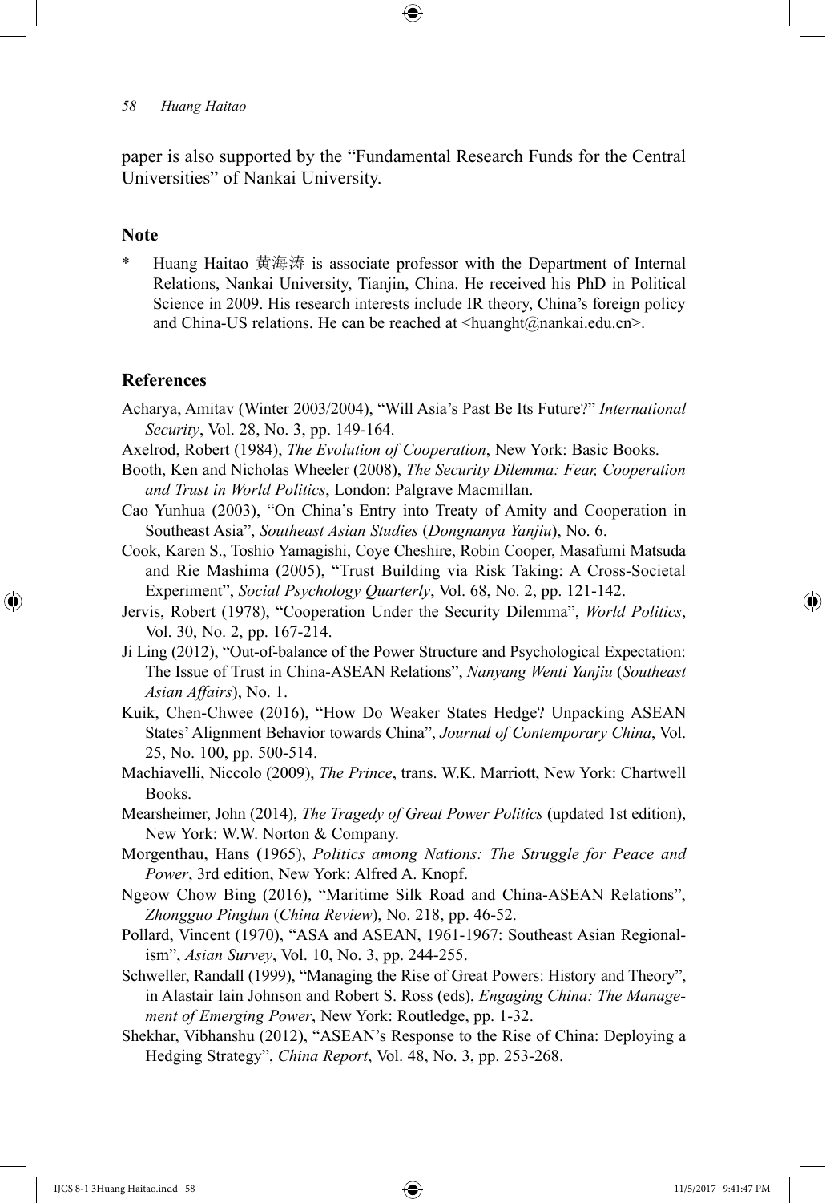paper is also supported by the "Fundamental Research Funds for the Central Universities" of Nankai University.

## Note

\* Huang Haitao 黄海涛 is associate professor with the Department of Internal Relations, Nankai University, Tianjin, China. He received his PhD in Political Science in 2009. His research interests include IR theory, China's foreign policy and China-US relations. He can be reached at <huanght@nankai.edu.cn>.

## References

Acharya, Amitav (Winter 2003/2004), "Will Asia's Past Be Its Future?" *International Security*, Vol. 28, No. 3, pp. 149-164.

Axelrod, Robert (1984), *The Evolution of Cooperation*, New York: Basic Books.

Booth, Ken and Nicholas Wheeler (2008), *The Security Dilemma: Fear, Cooperation and Trust in World Politics*, London: Palgrave Macmillan.

Cao Yunhua (2003), "On China's Entry into Treaty of Amity and Cooperation in Southeast Asia", *Southeast Asian Studies* (*Dongnanya Yanjiu*), No. 6.

Cook, Karen S., Toshio Yamagishi, Coye Cheshire, Robin Cooper, Masafumi Matsuda and Rie Mashima (2005), "Trust Building via Risk Taking: A Cross-Societal Experiment", *Social Psychology Quarterly*, Vol. 68, No. 2, pp. 121-142.

Jervis, Robert (1978), "Cooperation Under the Security Dilemma", *World Politics*, Vol. 30, No. 2, pp. 167-214.

Ji Ling (2012), "Out-of-balance of the Power Structure and Psychological Expectation: The Issue of Trust in China-ASEAN Relations", *Nanyang Wenti Yanjiu* (*Southeast Asian Affairs*), No. 1.

Kuik, Chen-Chwee (2016), "How Do Weaker States Hedge? Unpacking ASEAN States' Alignment Behavior towards China", *Journal of Contemporary China*, Vol. 25, No. 100, pp. 500-514.

Machiavelli, Niccolo (2009), *The Prince*, trans. W.K. Marriott, New York: Chartwell Books.

Mearsheimer, John (2014), *The Tragedy of Great Power Politics* (updated 1st edition), New York: W.W. Norton & Company.

Morgenthau, Hans (1965), *Politics among Nations: The Struggle for Peace and Power*, 3rd edition, New York: Alfred A. Knopf.

Ngeow Chow Bing (2016), "Maritime Silk Road and China-ASEAN Relations", *Zhongguo Pinglun* (*China Review*), No. 218, pp. 46-52.

Pollard, Vincent (1970), "ASA and ASEAN, 1961-1967: Southeast Asian Regionalism", *Asian Survey*, Vol. 10, No. 3, pp. 244-255.

Schweller, Randall (1999), "Managing the Rise of Great Powers: History and Theory", in Alastair Iain Johnson and Robert S. Ross (eds), *Engaging China: The Management of Emerging Power*, New York: Routledge, pp. 1-32.

Shekhar, Vibhanshu (2012), "ASEAN's Response to the Rise of China: Deploying a Hedging Strategy", *China Report*, Vol. 48, No. 3, pp. 253-268.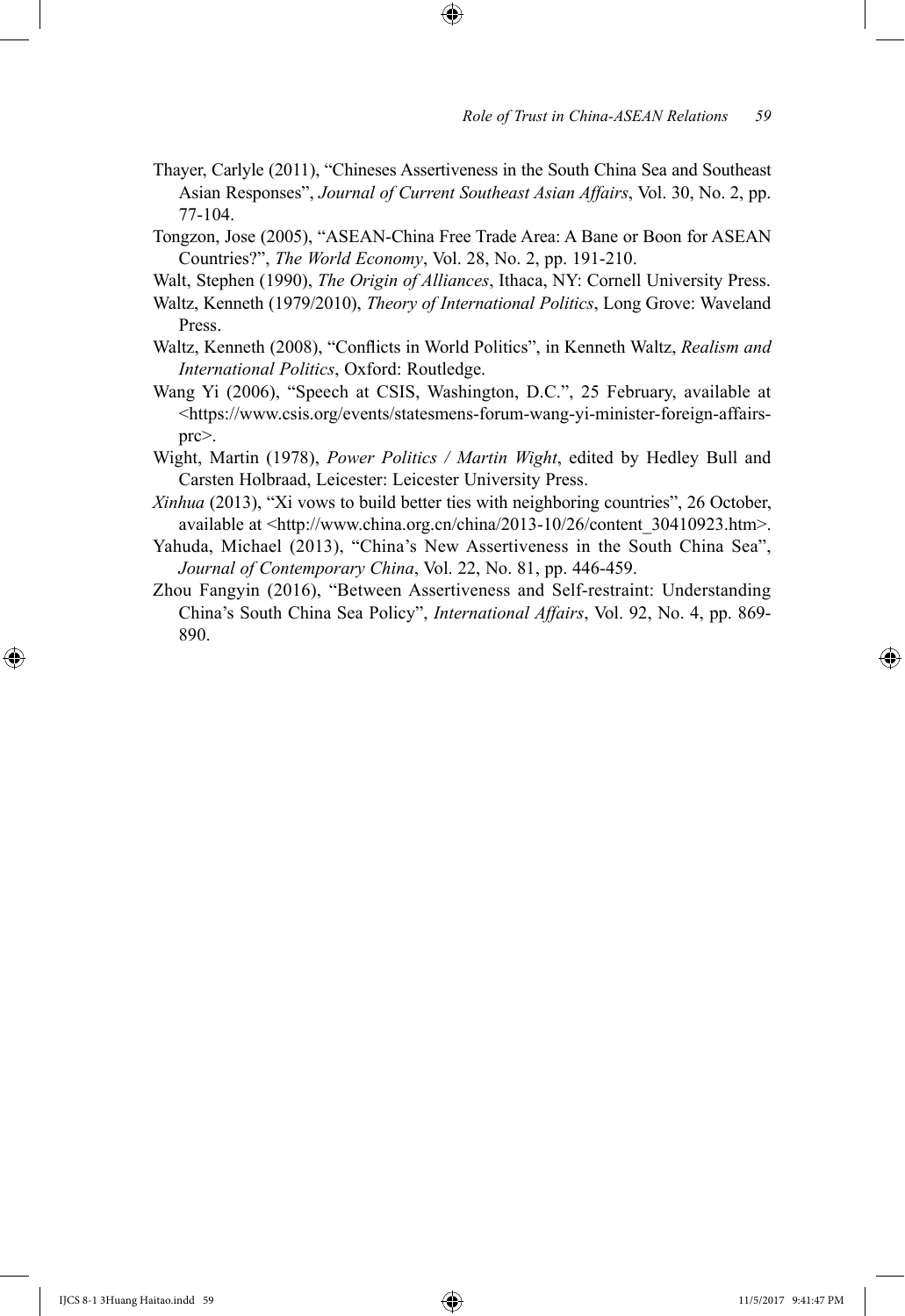Thayer, Carlyle (2011), "Chineses Assertiveness in the South China Sea and Southeast Asian Responses", *Journal of Current Southeast Asian Affairs*, Vol. 30, No. 2, pp. 77-104.

Tongzon, Jose (2005), "ASEAN-China Free Trade Area: A Bane or Boon for ASEAN Countries?", *The World Economy*, Vol. 28, No. 2, pp. 191-210.

Walt, Stephen (1990), *The Origin of Alliances*, Ithaca, NY: Cornell University Press.

Waltz, Kenneth (1979/2010), *Theory of International Politics*, Long Grove: Waveland Press.

Waltz, Kenneth (2008), "Conflicts in World Politics", in Kenneth Waltz, *Realism and International Politics*, Oxford: Routledge.

Wang Yi (2006), "Speech at CSIS, Washington, D.C.", 25 February, available at <https://www.csis.org/events/statesmens-forum-wang-yi-minister-foreign-affairs-prc>.

Wight, Martin (1978), *Power Politics / Martin Wight*, edited by Hedley Bull and Carsten Holbraad, Leicester: Leicester University Press.

*Xinhua* (2013), "Xi vows to build better ties with neighboring countries", 26 October, available at <http://www.china.org.cn/china/2013-10/26/content_30410923.htm>.

Yahuda, Michael (2013), "China's New Assertiveness in the South China Sea", *Journal of Contemporary China*, Vol. 22, No. 81, pp. 446-459.

Zhou Fangyin (2016), "Between Assertiveness and Self-restraint: Understanding China's South China Sea Policy", *International Affairs*, Vol. 92, No. 4, pp. 869-890.